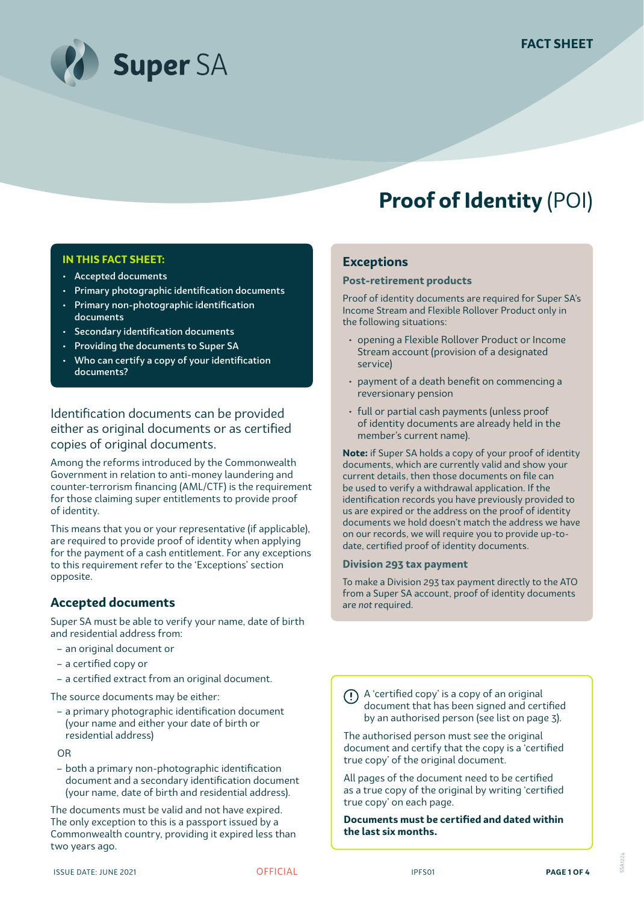Super SA

FACT SHEET

# Proof of Identity (POI)

**IN THIS FACT SHEET:**

- Accepted documents
- Primary photographic identification documents
- Primary non-photographic identification documents
- Secondary identification documents
- Providing the documents to Super SA
- Who can certify a copy of your identification documents?

Identification documents can be provided either as original documents or as certified copies of original documents.

Among the reforms introduced by the Commonwealth Government in relation to anti-money laundering and counter-terrorism financing (AML/CTF) is the requirement for those claiming super entitlements to provide proof of identity.

This means that you or your representative (if applicable), are required to provide proof of identity when applying for the payment of a cash entitlement. For any exceptions to this requirement refer to the 'Exceptions' section opposite.

## Accepted documents

Super SA must be able to verify your name, date of birth and residential address from:

- an original document or
- a certified copy or
- a certified extract from an original document.

The source documents may be either:

- a primary photographic identification document (your name and either your date of birth or residential address)

OR

- both a primary non-photographic identification document and a secondary identification document (your name, date of birth and residential address).

The documents must be valid and not have expired. The only exception to this is a passport issued by a Commonwealth country, providing it expired less than two years ago.

## Exceptions

### Post-retirement products

Proof of identity documents are required for Super SA's Income Stream and Flexible Rollover Product only in the following situations:

- opening a Flexible Rollover Product or Income Stream account (provision of a designated service)
- payment of a death benefit on commencing a reversionary pension
- full or partial cash payments (unless proof of identity documents are already held in the member's current name).

**Note:** if Super SA holds a copy of your proof of identity documents, which are currently valid and show your current details, then those documents on file can be used to verify a withdrawal application. If the identification records you have previously provided to us are expired or the address on the proof of identity documents we hold doesn't match the address we have on our records, we will require you to provide up-to-date, certified proof of identity documents.

### Division 293 tax payment

To make a Division 293 tax payment directly to the ATO from a Super SA account, proof of identity documents are *not* required.

A 'certified copy' is a copy of an original document that has been signed and certified by an authorised person (see list on page 3).

The authorised person must see the original document and certify that the copy is a 'certified true copy' of the original document.

All pages of the document need to be certified as a true copy of the original by writing 'certified true copy' on each page.

**Documents must be certified and dated within the last six months.**

ISSUE DATE: JUNE 2021 OFFICIAL IPFS01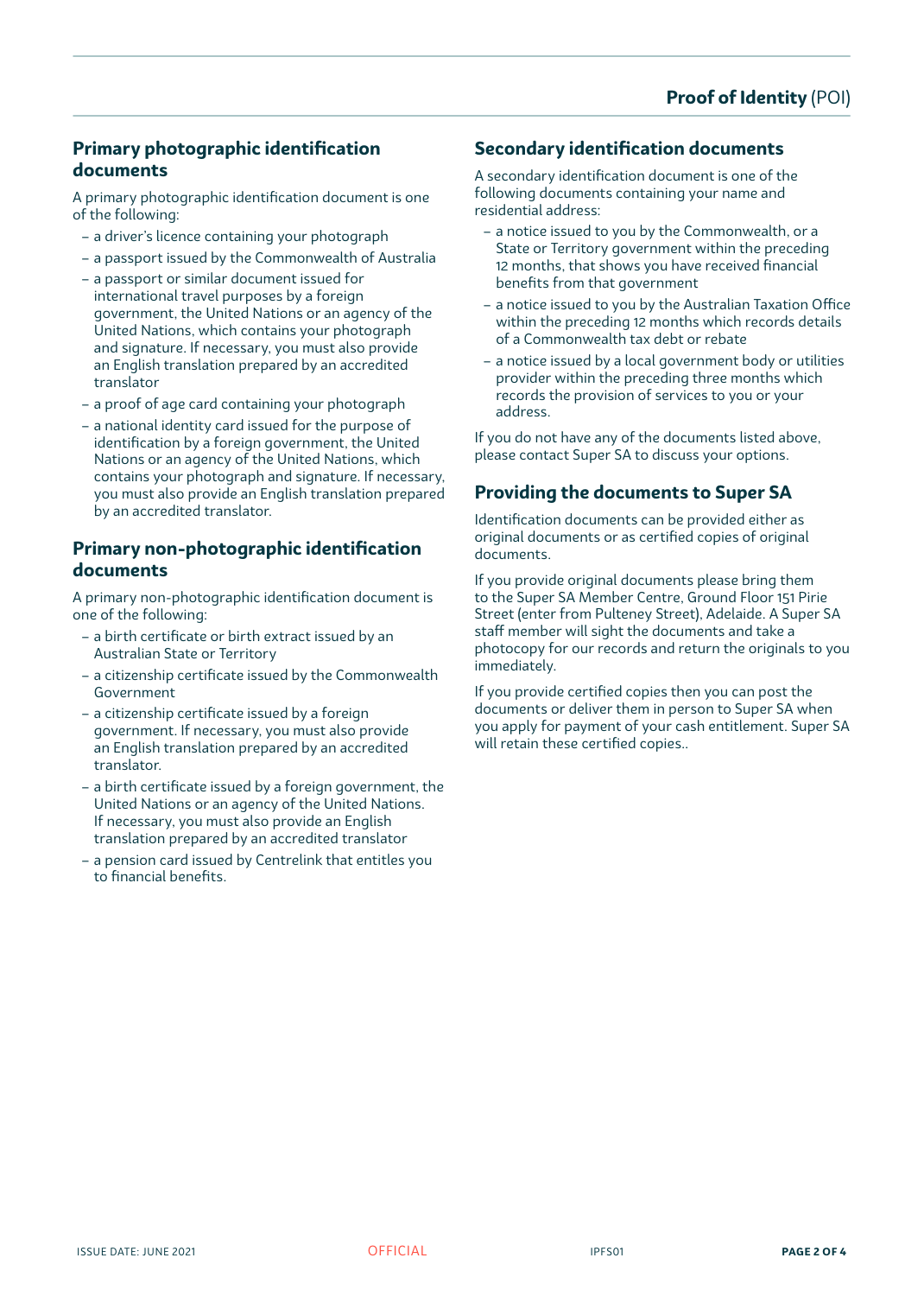## Primary photographic identification documents

A primary photographic identification document is one of the following:

- a driver's licence containing your photograph
- a passport issued by the Commonwealth of Australia
- a passport or similar document issued for international travel purposes by a foreign government, the United Nations or an agency of the United Nations, which contains your photograph and signature. If necessary, you must also provide an English translation prepared by an accredited translator
- a proof of age card containing your photograph
- a national identity card issued for the purpose of identification by a foreign government, the United Nations or an agency of the United Nations, which contains your photograph and signature. If necessary, you must also provide an English translation prepared by an accredited translator.

## Primary non-photographic identification documents

A primary non-photographic identification document is one of the following:

- a birth certificate or birth extract issued by an Australian State or Territory
- a citizenship certificate issued by the Commonwealth Government
- a citizenship certificate issued by a foreign government. If necessary, you must also provide an English translation prepared by an accredited translator.
- a birth certificate issued by a foreign government, the United Nations or an agency of the United Nations. If necessary, you must also provide an English translation prepared by an accredited translator
- a pension card issued by Centrelink that entitles you to financial benefits.

## Secondary identification documents

A secondary identification document is one of the following documents containing your name and residential address:

- a notice issued to you by the Commonwealth, or a State or Territory government within the preceding 12 months, that shows you have received financial benefits from that government
- a notice issued to you by the Australian Taxation Office within the preceding 12 months which records details of a Commonwealth tax debt or rebate
- a notice issued by a local government body or utilities provider within the preceding three months which records the provision of services to you or your address.

If you do not have any of the documents listed above, please contact Super SA to discuss your options.

## Providing the documents to Super SA

Identification documents can be provided either as original documents or as certified copies of original documents.

If you provide original documents please bring them to the Super SA Member Centre, Ground Floor 151 Pirie Street (enter from Pulteney Street), Adelaide. A Super SA staff member will sight the documents and take a photocopy for our records and return the originals to you immediately.

If you provide certified copies then you can post the documents or deliver them in person to Super SA when you apply for payment of your cash entitlement. Super SA will retain these certified copies..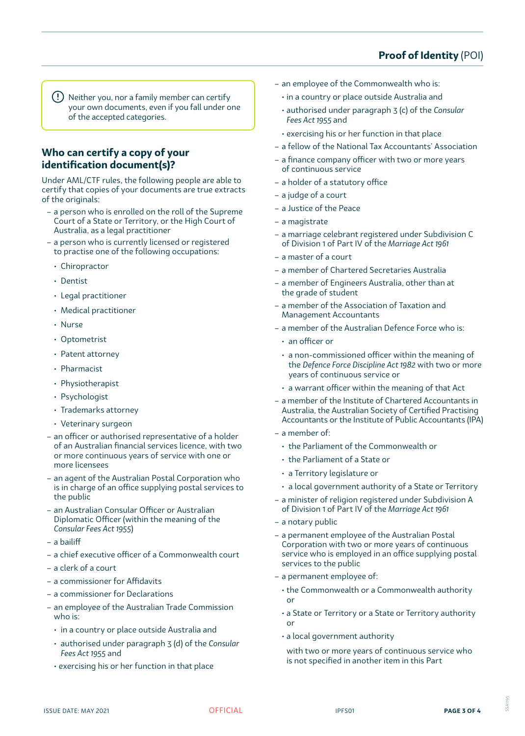> Neither you, nor a family member can certify your own documents, even if you fall under one of the accepted categories.

## Who can certify a copy of your identification document(s)?

Under AML/CTF rules, the following people are able to certify that copies of your documents are true extracts of the originals:

- a person who is enrolled on the roll of the Supreme Court of a State or Territory, or the High Court of Australia, as a legal practitioner
- a person who is currently licensed or registered to practise one of the following occupations:
  - Chiropractor
  - Dentist
  - Legal practitioner
  - Medical practitioner
  - Nurse
  - Optometrist
  - Patent attorney
  - Pharmacist
  - Physiotherapist
  - Psychologist
  - Trademarks attorney
  - Veterinary surgeon
- an officer or authorised representative of a holder of an Australian financial services licence, with two or more continuous years of service with one or more licensees
- an agent of the Australian Postal Corporation who is in charge of an office supplying postal services to the public
- an Australian Consular Officer or Australian Diplomatic Officer (within the meaning of the *Consular Fees Act 1955*)
- a bailiff
- a chief executive officer of a Commonwealth court
- a clerk of a court
- a commissioner for Affidavits
- a commissioner for Declarations
- an employee of the Australian Trade Commission who is:
  - in a country or place outside Australia and
  - authorised under paragraph 3 (d) of the *Consular Fees Act 1955* and
  - exercising his or her function in that place
- an employee of the Commonwealth who is:
  - in a country or place outside Australia and
  - authorised under paragraph 3 (c) of the *Consular Fees Act 1955* and
  - exercising his or her function in that place
- a fellow of the National Tax Accountants' Association
- a finance company officer with two or more years of continuous service
- a holder of a statutory office
- a judge of a court
- a Justice of the Peace
- a magistrate
- a marriage celebrant registered under Subdivision C of Division 1 of Part IV of the *Marriage Act 1961*
- a master of a court
- a member of Chartered Secretaries Australia
- a member of Engineers Australia, other than at the grade of student
- a member of the Association of Taxation and Management Accountants
- a member of the Australian Defence Force who is:
  - an officer or
  - a non-commissioned officer within the meaning of the *Defence Force Discipline Act 1982* with two or more years of continuous service or
  - a warrant officer within the meaning of that Act
- a member of the Institute of Chartered Accountants in Australia, the Australian Society of Certified Practising Accountants or the Institute of Public Accountants (IPA)
- a member of:
  - the Parliament of the Commonwealth or
  - the Parliament of a State or
  - a Territory legislature or
  - a local government authority of a State or Territory
- a minister of religion registered under Subdivision A of Division 1 of Part IV of the *Marriage Act 1961*
- a notary public
- a permanent employee of the Australian Postal Corporation with two or more years of continuous service who is employed in an office supplying postal services to the public
- a permanent employee of:
  - the Commonwealth or a Commonwealth authority or
  - a State or Territory or a State or Territory authority or
  - a local government authority

  with two or more years of continuous service who is not specified in another item in this Part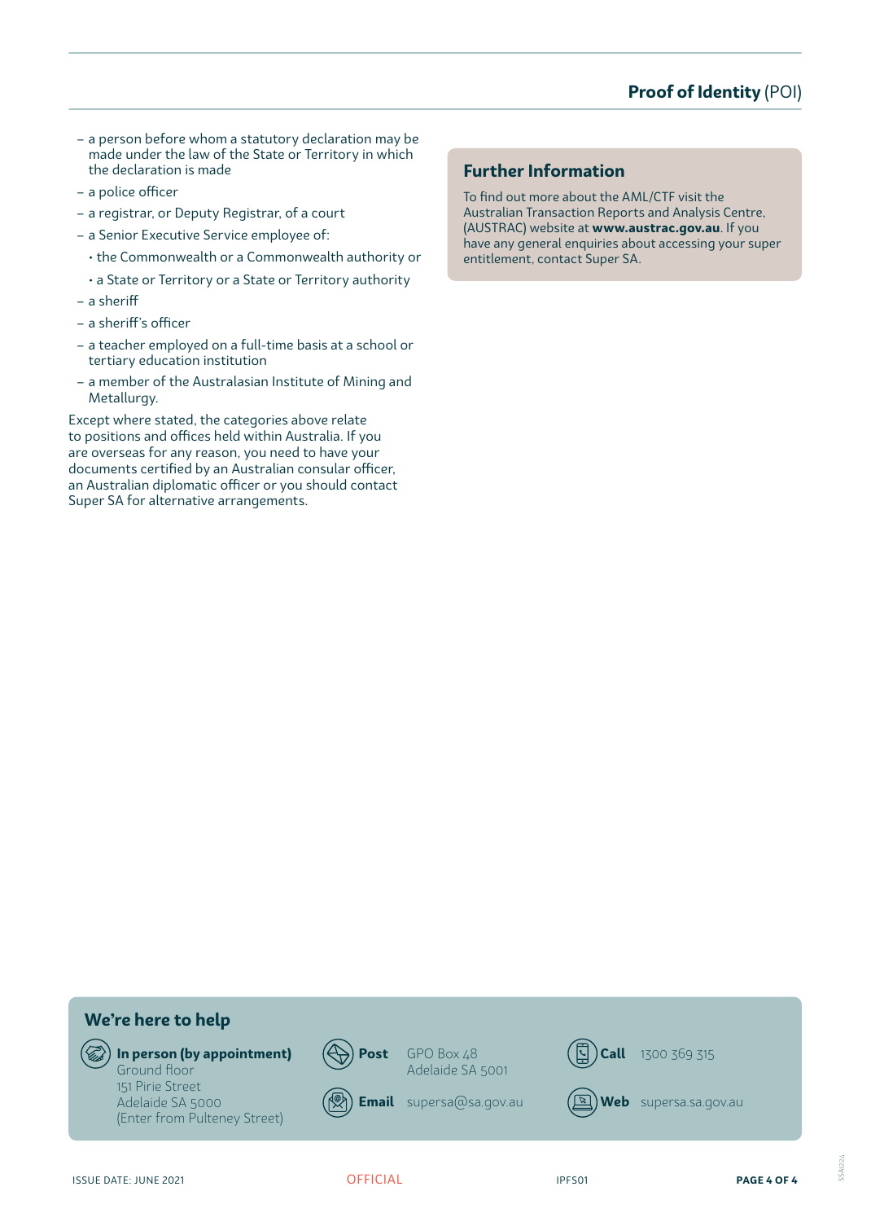- a person before whom a statutory declaration may be made under the law of the State or Territory in which the declaration is made
- a police officer
- a registrar, or Deputy Registrar, of a court
- a Senior Executive Service employee of:
  - the Commonwealth or a Commonwealth authority or
  - a State or Territory or a State or Territory authority
- a sheriff
- a sheriff's officer
- a teacher employed on a full-time basis at a school or tertiary education institution
- a member of the Australasian Institute of Mining and Metallurgy.

Except where stated, the categories above relate to positions and offices held within Australia. If you are overseas for any reason, you need to have your documents certified by an Australian consular officer, an Australian diplomatic officer or you should contact Super SA for alternative arrangements.

## Further Information

To find out more about the AML/CTF visit the Australian Transaction Reports and Analysis Centre, (AUSTRAC) website at **www.austrac.gov.au**. If you have any general enquiries about accessing your super entitlement, contact Super SA.

## We're here to help

**In person (by appointment)**
Ground floor
151 Pirie Street
Adelaide SA 5000
(Enter from Pulteney Street)

**Post** GPO Box 48
Adelaide SA 5001

**Email** supersa@sa.gov.au

**Call** 1300 369 315

**Web** supersa.sa.gov.au

ISSUE DATE: JUNE 2021

OFFICIAL

IPFS01